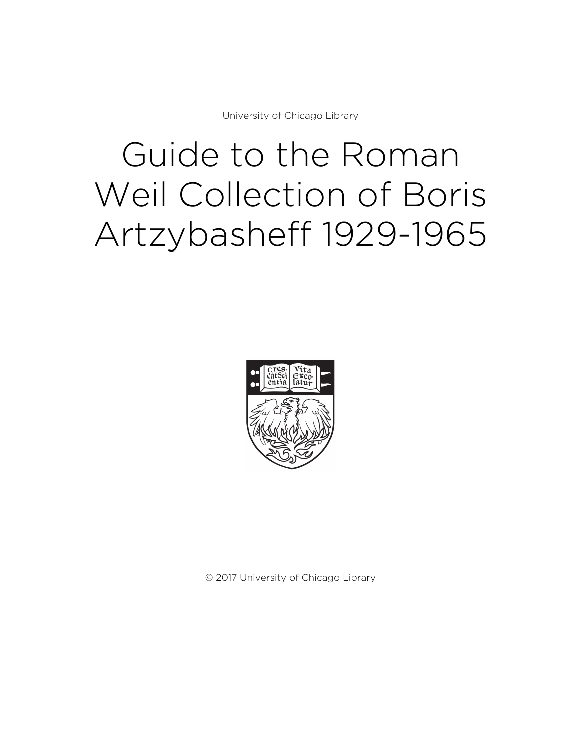University of Chicago Library

# Guide to the Roman Weil Collection of Boris Artzybasheff 1929-1965

© 2017 University of Chicago Library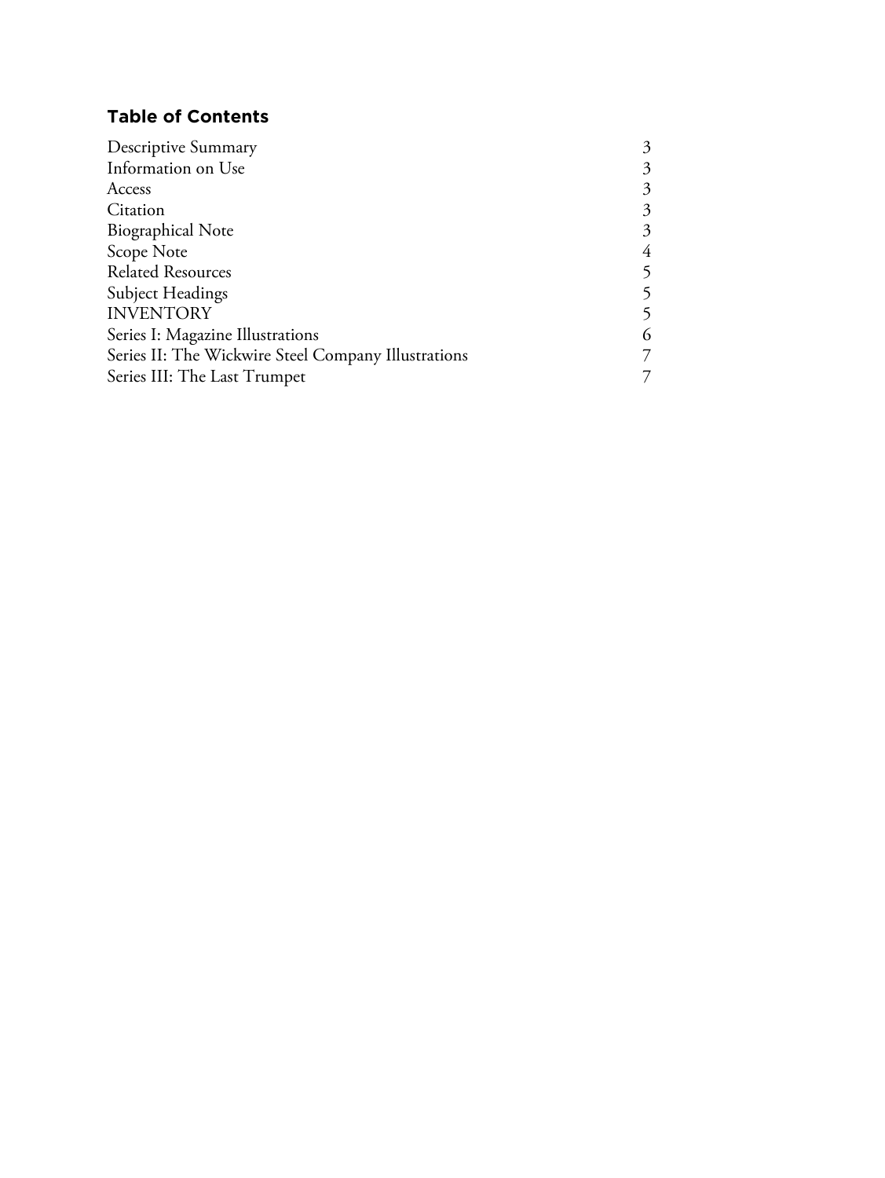## Table of Contents

| | |
|---|---|
| Descriptive Summary | 3 |
| Information on Use | 3 |
| Access | 3 |
| Citation | 3 |
| Biographical Note | 3 |
| Scope Note | 4 |
| Related Resources | 5 |
| Subject Headings | 5 |
| INVENTORY | 5 |
| Series I: Magazine Illustrations | 6 |
| Series II: The Wickwire Steel Company Illustrations | 7 |
| Series III: The Last Trumpet | 7 |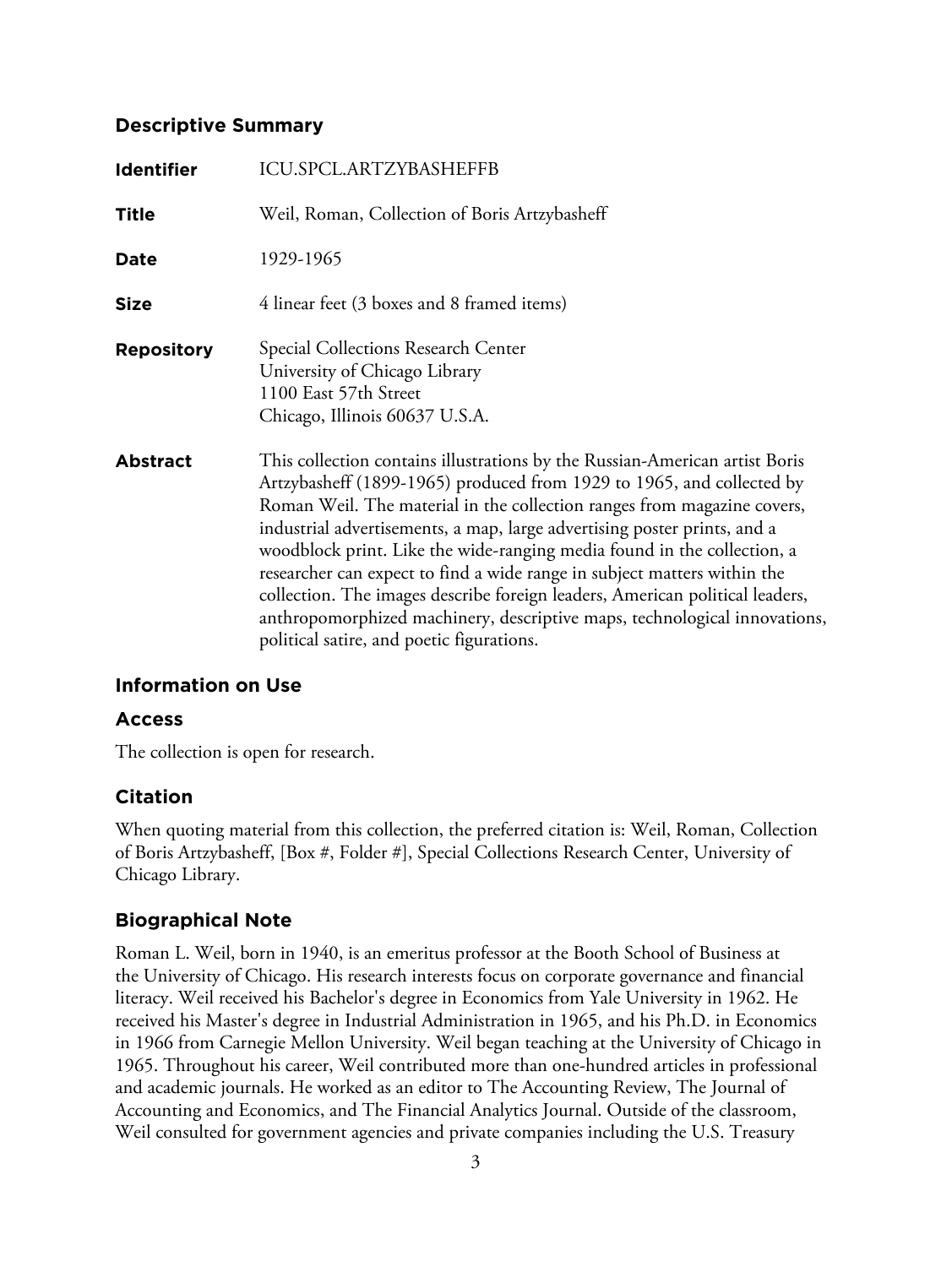## Descriptive Summary

| | |
|---|---|
| **Identifier** | ICU.SPCL.ARTZYBASHEFFB |
| **Title** | Weil, Roman, Collection of Boris Artzybasheff |
| **Date** | 1929-1965 |
| **Size** | 4 linear feet (3 boxes and 8 framed items) |
| **Repository** | Special Collections Research Center<br>University of Chicago Library<br>1100 East 57th Street<br>Chicago, Illinois 60637 U.S.A. |
| **Abstract** | This collection contains illustrations by the Russian-American artist Boris Artzybasheff (1899-1965) produced from 1929 to 1965, and collected by Roman Weil. The material in the collection ranges from magazine covers, industrial advertisements, a map, large advertising poster prints, and a woodblock print. Like the wide-ranging media found in the collection, a researcher can expect to find a wide range in subject matters within the collection. The images describe foreign leaders, American political leaders, anthropomorphized machinery, descriptive maps, technological innovations, political satire, and poetic figurations. |

## Information on Use

### Access

The collection is open for research.

### Citation

When quoting material from this collection, the preferred citation is: Weil, Roman, Collection of Boris Artzybasheff, [Box #, Folder #], Special Collections Research Center, University of Chicago Library.

## Biographical Note

Roman L. Weil, born in 1940, is an emeritus professor at the Booth School of Business at the University of Chicago. His research interests focus on corporate governance and financial literacy. Weil received his Bachelor's degree in Economics from Yale University in 1962. He received his Master's degree in Industrial Administration in 1965, and his Ph.D. in Economics in 1966 from Carnegie Mellon University. Weil began teaching at the University of Chicago in 1965. Throughout his career, Weil contributed more than one-hundred articles in professional and academic journals. He worked as an editor to The Accounting Review, The Journal of Accounting and Economics, and The Financial Analytics Journal. Outside of the classroom, Weil consulted for government agencies and private companies including the U.S. Treasury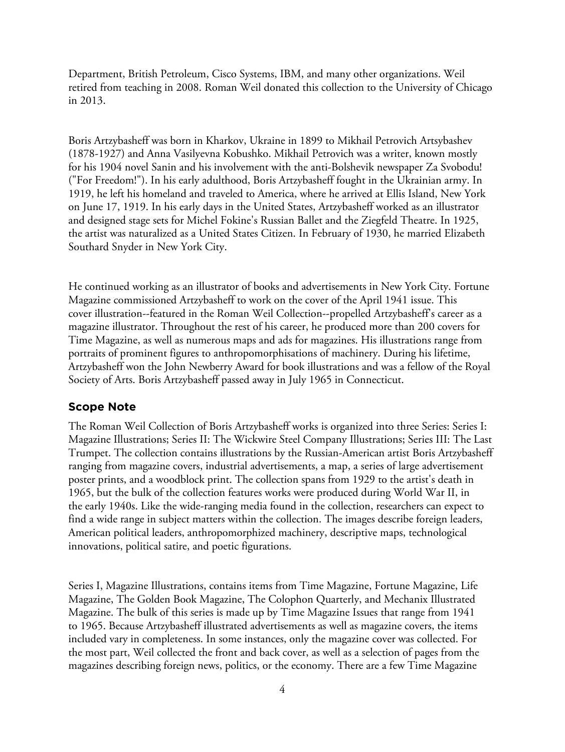Department, British Petroleum, Cisco Systems, IBM, and many other organizations. Weil retired from teaching in 2008. Roman Weil donated this collection to the University of Chicago in 2013.

Boris Artzybasheff was born in Kharkov, Ukraine in 1899 to Mikhail Petrovich Artsybashev (1878-1927) and Anna Vasilyevna Kobushko. Mikhail Petrovich was a writer, known mostly for his 1904 novel Sanin and his involvement with the anti-Bolshevik newspaper Za Svobodu! ("For Freedom!"). In his early adulthood, Boris Artzybasheff fought in the Ukrainian army. In 1919, he left his homeland and traveled to America, where he arrived at Ellis Island, New York on June 17, 1919. In his early days in the United States, Artzybasheff worked as an illustrator and designed stage sets for Michel Fokine's Russian Ballet and the Ziegfeld Theatre. In 1925, the artist was naturalized as a United States Citizen. In February of 1930, he married Elizabeth Southard Snyder in New York City.

He continued working as an illustrator of books and advertisements in New York City. Fortune Magazine commissioned Artzybasheff to work on the cover of the April 1941 issue. This cover illustration--featured in the Roman Weil Collection--propelled Artzybasheff's career as a magazine illustrator. Throughout the rest of his career, he produced more than 200 covers for Time Magazine, as well as numerous maps and ads for magazines. His illustrations range from portraits of prominent figures to anthropomorphisations of machinery. During his lifetime, Artzybasheff won the John Newberry Award for book illustrations and was a fellow of the Royal Society of Arts. Boris Artzybasheff passed away in July 1965 in Connecticut.

## Scope Note

The Roman Weil Collection of Boris Artzybasheff works is organized into three Series: Series I: Magazine Illustrations; Series II: The Wickwire Steel Company Illustrations; Series III: The Last Trumpet. The collection contains illustrations by the Russian-American artist Boris Artzybasheff ranging from magazine covers, industrial advertisements, a map, a series of large advertisement poster prints, and a woodblock print. The collection spans from 1929 to the artist's death in 1965, but the bulk of the collection features works were produced during World War II, in the early 1940s. Like the wide-ranging media found in the collection, researchers can expect to find a wide range in subject matters within the collection. The images describe foreign leaders, American political leaders, anthropomorphized machinery, descriptive maps, technological innovations, political satire, and poetic figurations.

Series I, Magazine Illustrations, contains items from Time Magazine, Fortune Magazine, Life Magazine, The Golden Book Magazine, The Colophon Quarterly, and Mechanix Illustrated Magazine. The bulk of this series is made up by Time Magazine Issues that range from 1941 to 1965. Because Artzybasheff illustrated advertisements as well as magazine covers, the items included vary in completeness. In some instances, only the magazine cover was collected. For the most part, Weil collected the front and back cover, as well as a selection of pages from the magazines describing foreign news, politics, or the economy. There are a few Time Magazine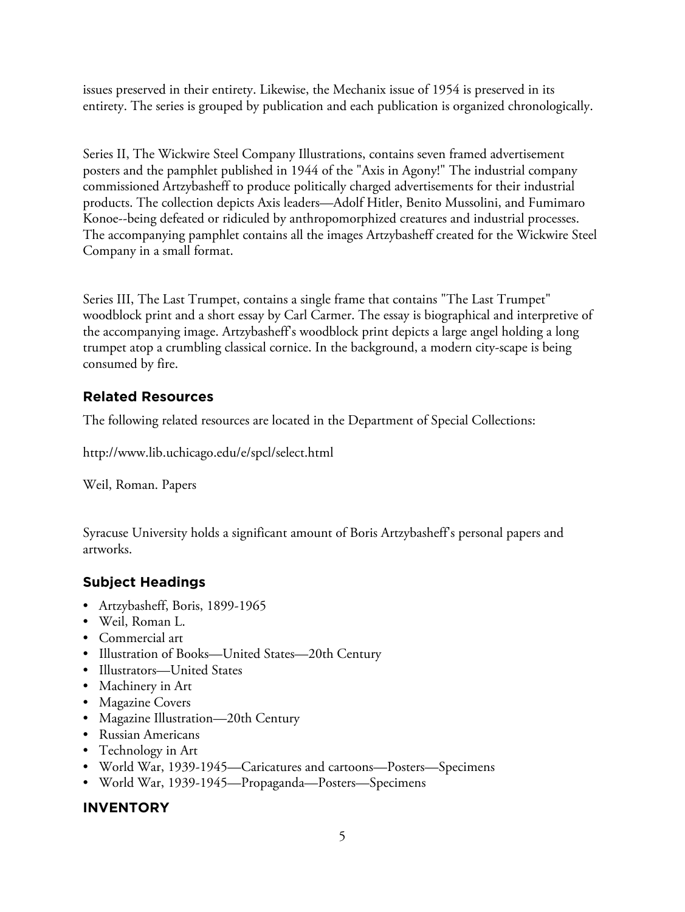issues preserved in their entirety. Likewise, the Mechanix issue of 1954 is preserved in its entirety. The series is grouped by publication and each publication is organized chronologically.

Series II, The Wickwire Steel Company Illustrations, contains seven framed advertisement posters and the pamphlet published in 1944 of the "Axis in Agony!" The industrial company commissioned Artzybasheff to produce politically charged advertisements for their industrial products. The collection depicts Axis leaders—Adolf Hitler, Benito Mussolini, and Fumimaro Konoe--being defeated or ridiculed by anthropomorphized creatures and industrial processes. The accompanying pamphlet contains all the images Artzybasheff created for the Wickwire Steel Company in a small format.

Series III, The Last Trumpet, contains a single frame that contains "The Last Trumpet" woodblock print and a short essay by Carl Carmer. The essay is biographical and interpretive of the accompanying image. Artzybasheff's woodblock print depicts a large angel holding a long trumpet atop a crumbling classical cornice. In the background, a modern city-scape is being consumed by fire.

## Related Resources

The following related resources are located in the Department of Special Collections:

http://www.lib.uchicago.edu/e/spcl/select.html

Weil, Roman. Papers

Syracuse University holds a significant amount of Boris Artzybasheff's personal papers and artworks.

## Subject Headings

- Artzybasheff, Boris, 1899-1965
- Weil, Roman L.
- Commercial art
- Illustration of Books—United States—20th Century
- Illustrators—United States
- Machinery in Art
- Magazine Covers
- Magazine Illustration—20th Century
- Russian Americans
- Technology in Art
- World War, 1939-1945—Caricatures and cartoons—Posters—Specimens
- World War, 1939-1945—Propaganda—Posters—Specimens

## INVENTORY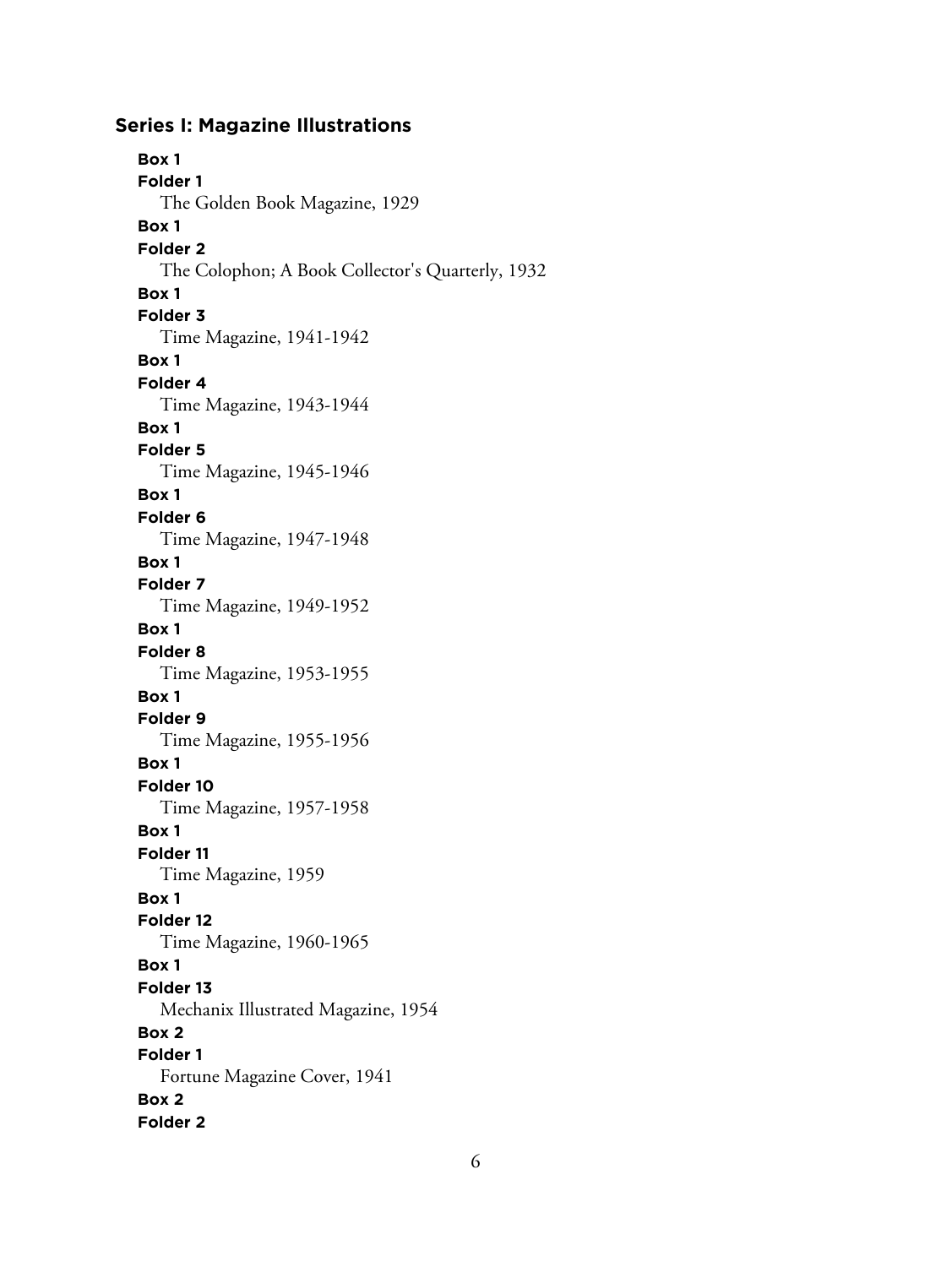## Series I: Magazine Illustrations

**Box 1**
**Folder 1**
The Golden Book Magazine, 1929

**Box 1**
**Folder 2**
The Colophon; A Book Collector's Quarterly, 1932

**Box 1**
**Folder 3**
Time Magazine, 1941-1942

**Box 1**
**Folder 4**
Time Magazine, 1943-1944

**Box 1**
**Folder 5**
Time Magazine, 1945-1946

**Box 1**
**Folder 6**
Time Magazine, 1947-1948

**Box 1**
**Folder 7**
Time Magazine, 1949-1952

**Box 1**
**Folder 8**
Time Magazine, 1953-1955

**Box 1**
**Folder 9**
Time Magazine, 1955-1956

**Box 1**
**Folder 10**
Time Magazine, 1957-1958

**Box 1**
**Folder 11**
Time Magazine, 1959

**Box 1**
**Folder 12**
Time Magazine, 1960-1965

**Box 1**
**Folder 13**
Mechanix Illustrated Magazine, 1954

**Box 2**
**Folder 1**
Fortune Magazine Cover, 1941

**Box 2**
**Folder 2**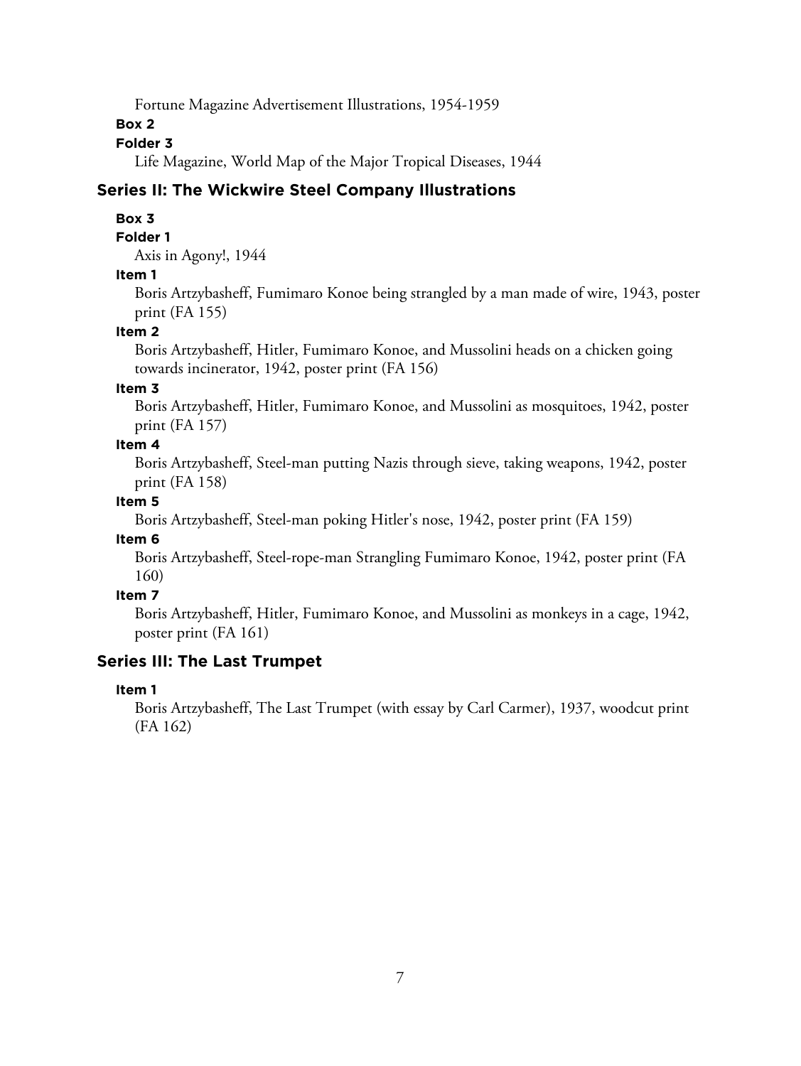Fortune Magazine Advertisement Illustrations, 1954-1959

**Box 2**

**Folder 3**

Life Magazine, World Map of the Major Tropical Diseases, 1944

## Series II: The Wickwire Steel Company Illustrations

**Box 3**

**Folder 1**

Axis in Agony!, 1944

**Item 1**

Boris Artzybasheff, Fumimaro Konoe being strangled by a man made of wire, 1943, poster print (FA 155)

**Item 2**

Boris Artzybasheff, Hitler, Fumimaro Konoe, and Mussolini heads on a chicken going towards incinerator, 1942, poster print (FA 156)

**Item 3**

Boris Artzybasheff, Hitler, Fumimaro Konoe, and Mussolini as mosquitoes, 1942, poster print (FA 157)

**Item 4**

Boris Artzybasheff, Steel-man putting Nazis through sieve, taking weapons, 1942, poster print (FA 158)

**Item 5**

Boris Artzybasheff, Steel-man poking Hitler's nose, 1942, poster print (FA 159)

**Item 6**

Boris Artzybasheff, Steel-rope-man Strangling Fumimaro Konoe, 1942, poster print (FA 160)

**Item 7**

Boris Artzybasheff, Hitler, Fumimaro Konoe, and Mussolini as monkeys in a cage, 1942, poster print (FA 161)

## Series III: The Last Trumpet

**Item 1**

Boris Artzybasheff, The Last Trumpet (with essay by Carl Carmer), 1937, woodcut print (FA 162)